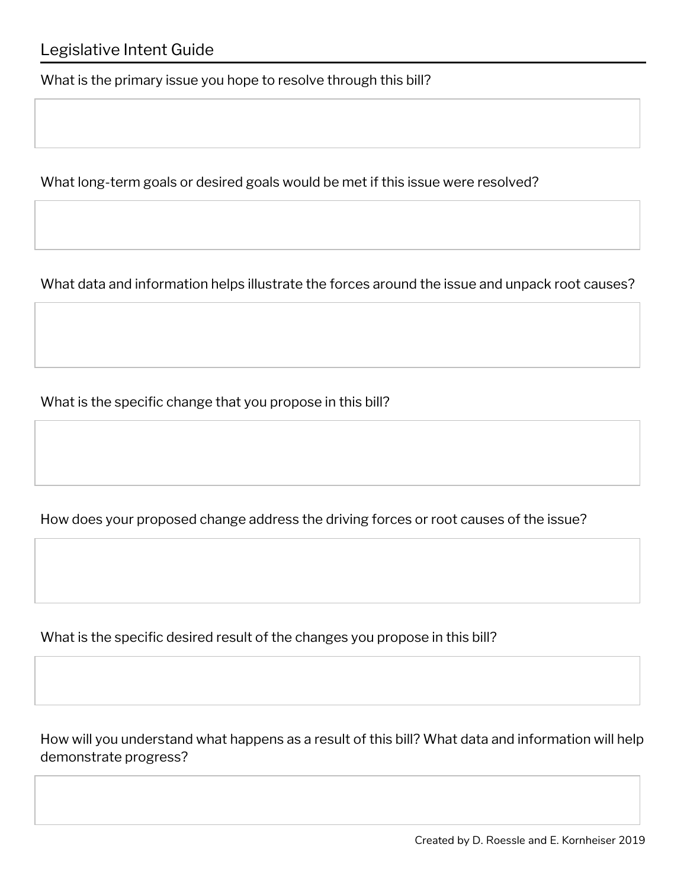# Legislative Intent Guide

What is the primary issue you hope to resolve through this bill?

What long-term goals or desired goals would be met if this issue were resolved?

What data and information helps illustrate the forces around the issue and unpack root causes?

What is the specific change that you propose in this bill?

How does your proposed change address the driving forces or root causes of the issue?

What is the specific desired result of the changes you propose in this bill?

How will you understand what happens as a result of this bill? What data and information will help demonstrate progress?

Created by D. Roessle and E. Kornheiser 2019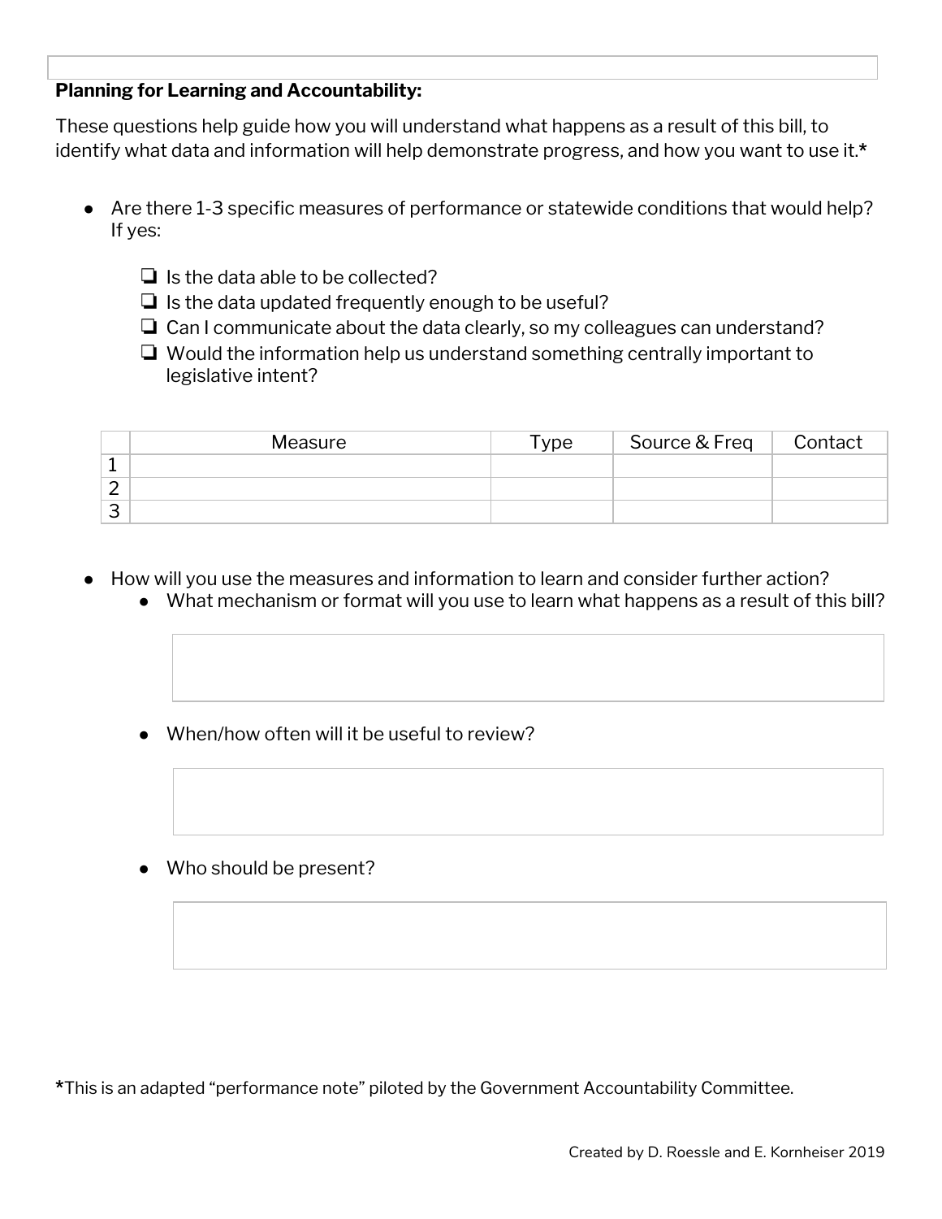**Planning for Learning and Accountability:**

These questions help guide how you will understand what happens as a result of this bill, to identify what data and information will help demonstrate progress, and how you want to use it.*

- Are there 1-3 specific measures of performance or statewide conditions that would help? If yes:
  - ❏ Is the data able to be collected?
  - ❏ Is the data updated frequently enough to be useful?
  - ❏ Can I communicate about the data clearly, so my colleagues can understand?
  - ❏ Would the information help us understand something centrally important to legislative intent?

| | Measure | Type | Source & Freq | Contact |
|---|---|---|---|---|
| 1 | | | | |
| 2 | | | | |
| 3 | | | | |

- How will you use the measures and information to learn and consider further action?
  - What mechanism or format will you use to learn what happens as a result of this bill?
  - When/how often will it be useful to review?
  - Who should be present?

*This is an adapted "performance note" piloted by the Government Accountability Committee.

Created by D. Roessle and E. Kornheiser 2019